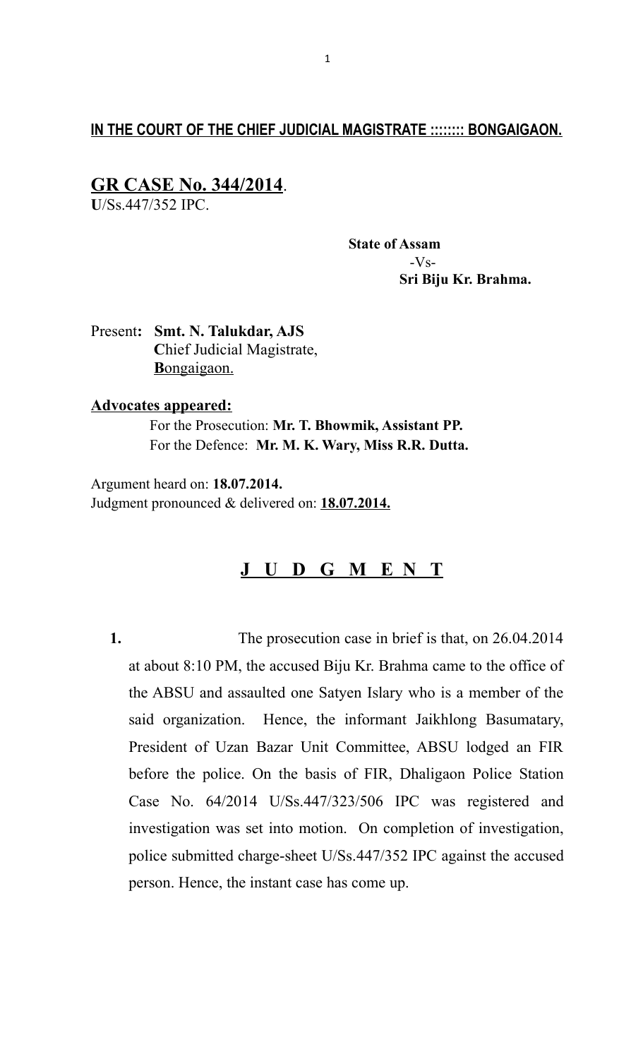**IN THE COURT OF THE CHIEF JUDICIAL MAGISTRATE ::::::: BONGAIGAON.**

**GR CASE No. 344/2014**.
**U**/Ss.447/352 IPC.

**State of Assam**
-Vs-
**Sri Biju Kr. Brahma.**

Present**: Smt. N. Talukdar, AJS**
**C**hief Judicial Magistrate,
**B**ongaigaon.

**Advocates appeared:**

For the Prosecution: **Mr. T. Bhowmik, Assistant PP.**
For the Defence: **Mr. M. K. Wary, Miss R.R. Dutta.**

Argument heard on: **18.07.2014.**
Judgment pronounced & delivered on: **18.07.2014.**

## J U D G M E N T

**1.** The prosecution case in brief is that, on 26.04.2014 at about 8:10 PM, the accused Biju Kr. Brahma came to the office of the ABSU and assaulted one Satyen Islary who is a member of the said organization. Hence, the informant Jaikhlong Basumatary, President of Uzan Bazar Unit Committee, ABSU lodged an FIR before the police. On the basis of FIR, Dhaligaon Police Station Case No. 64/2014 U/Ss.447/323/506 IPC was registered and investigation was set into motion. On completion of investigation, police submitted charge-sheet U/Ss.447/352 IPC against the accused person. Hence, the instant case has come up.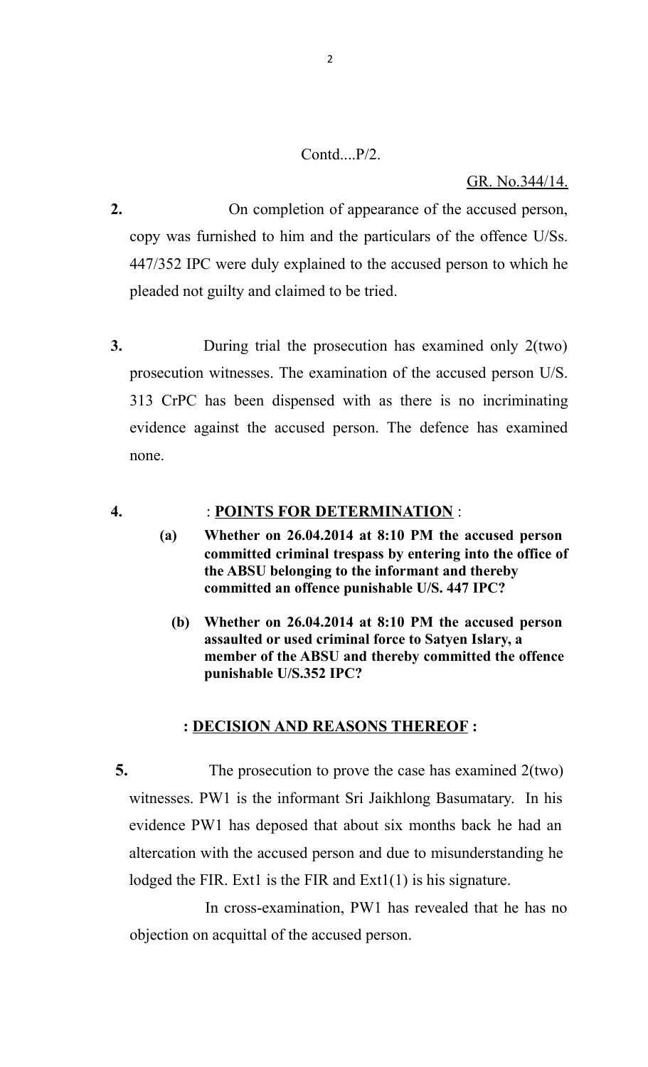Contd....P/2.

GR. No.344/14.

**2.** On completion of appearance of the accused person, copy was furnished to him and the particulars of the offence U/Ss. 447/352 IPC were duly explained to the accused person to which he pleaded not guilty and claimed to be tried.

**3.** During trial the prosecution has examined only 2(two) prosecution witnesses. The examination of the accused person U/S. 313 CrPC has been dispensed with as there is no incriminating evidence against the accused person. The defence has examined none.

**4.** : **POINTS FOR DETERMINATION** :

**(a) Whether on 26.04.2014 at 8:10 PM the accused person committed criminal trespass by entering into the office of the ABSU belonging to the informant and thereby committed an offence punishable U/S. 447 IPC?**

**(b) Whether on 26.04.2014 at 8:10 PM the accused person assaulted or used criminal force to Satyen Islary, a member of the ABSU and thereby committed the offence punishable U/S.352 IPC?**

**: DECISION AND REASONS THEREOF :**

**5.** The prosecution to prove the case has examined 2(two) witnesses. PW1 is the informant Sri Jaikhlong Basumatary. In his evidence PW1 has deposed that about six months back he had an altercation with the accused person and due to misunderstanding he lodged the FIR. Ext1 is the FIR and Ext1(1) is his signature.

In cross-examination, PW1 has revealed that he has no objection on acquittal of the accused person.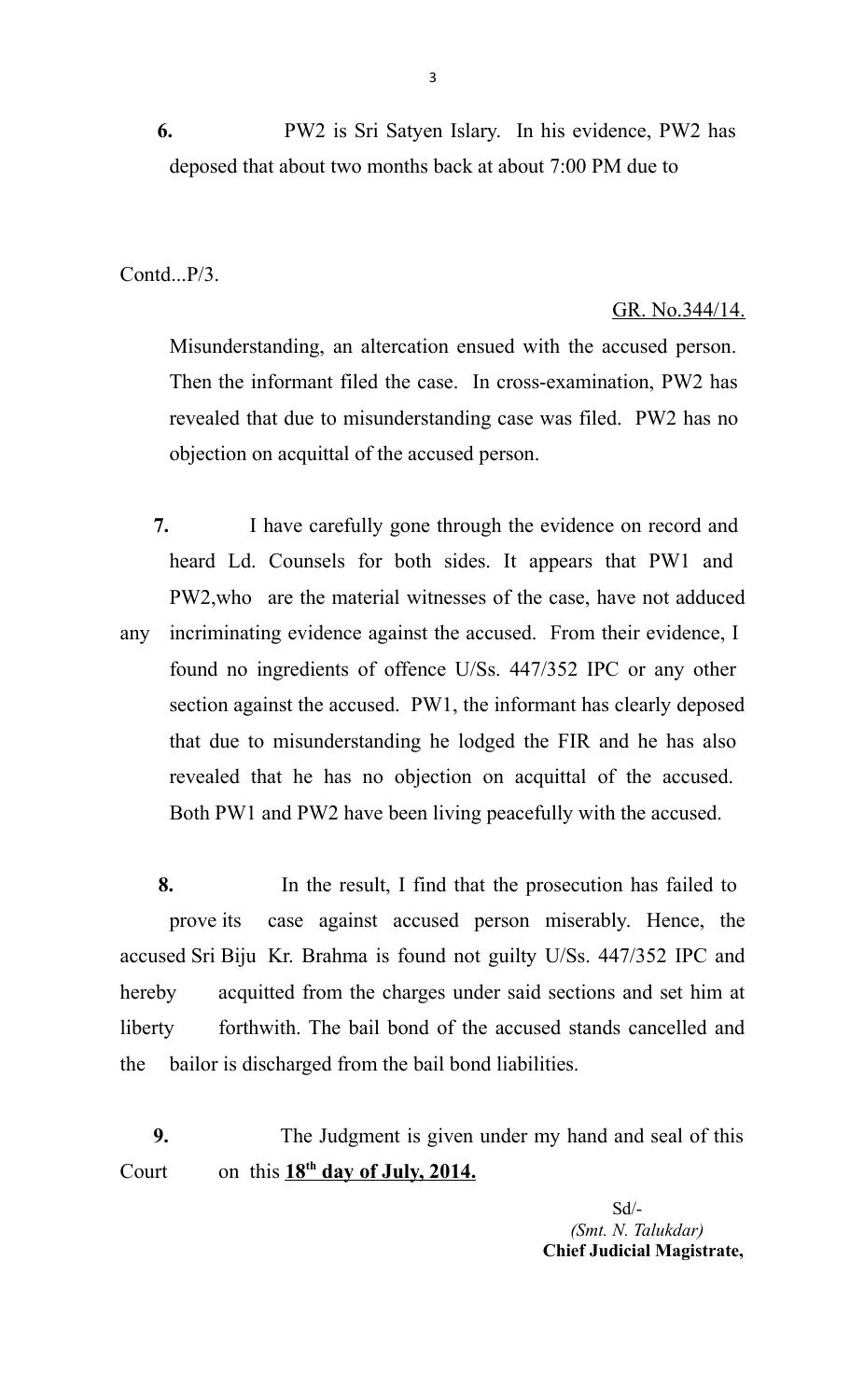**6.** PW2 is Sri Satyen Islary. In his evidence, PW2 has deposed that about two months back at about 7:00 PM due to

Contd...P/3.

GR. No.344/14.

Misunderstanding, an altercation ensued with the accused person. Then the informant filed the case. In cross-examination, PW2 has revealed that due to misunderstanding case was filed. PW2 has no objection on acquittal of the accused person.

**7.** I have carefully gone through the evidence on record and heard Ld. Counsels for both sides. It appears that PW1 and PW2, who are the material witnesses of the case, have not adduced any incriminating evidence against the accused. From their evidence, I found no ingredients of offence U/Ss. 447/352 IPC or any other section against the accused. PW1, the informant has clearly deposed that due to misunderstanding he lodged the FIR and he has also revealed that he has no objection on acquittal of the accused. Both PW1 and PW2 have been living peacefully with the accused.

**8.** In the result, I find that the prosecution has failed to prove its case against accused person miserably. Hence, the accused Sri Biju Kr. Brahma is found not guilty U/Ss. 447/352 IPC and hereby acquitted from the charges under said sections and set him at liberty forthwith. The bail bond of the accused stands cancelled and the bailor is discharged from the bail bond liabilities.

**9.** The Judgment is given under my hand and seal of this Court on this **18th day of July, 2014.**

Sd/-
*(Smt. N. Talukdar)*
**Chief Judicial Magistrate,**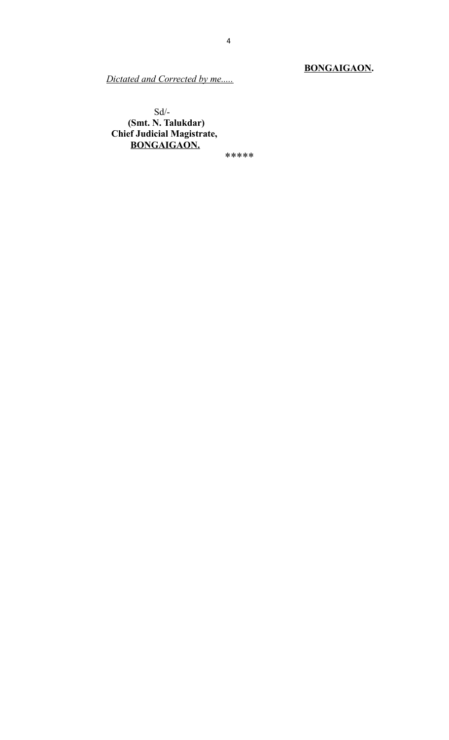**<u>BONGAIGAON</u>.**

*<u>Dictated and Corrected by me.....</u>*

Sd/-
**(Smt. N. Talukdar)**
**Chief Judicial Magistrate,**
**<u>BONGAIGAON.</u>**

*****